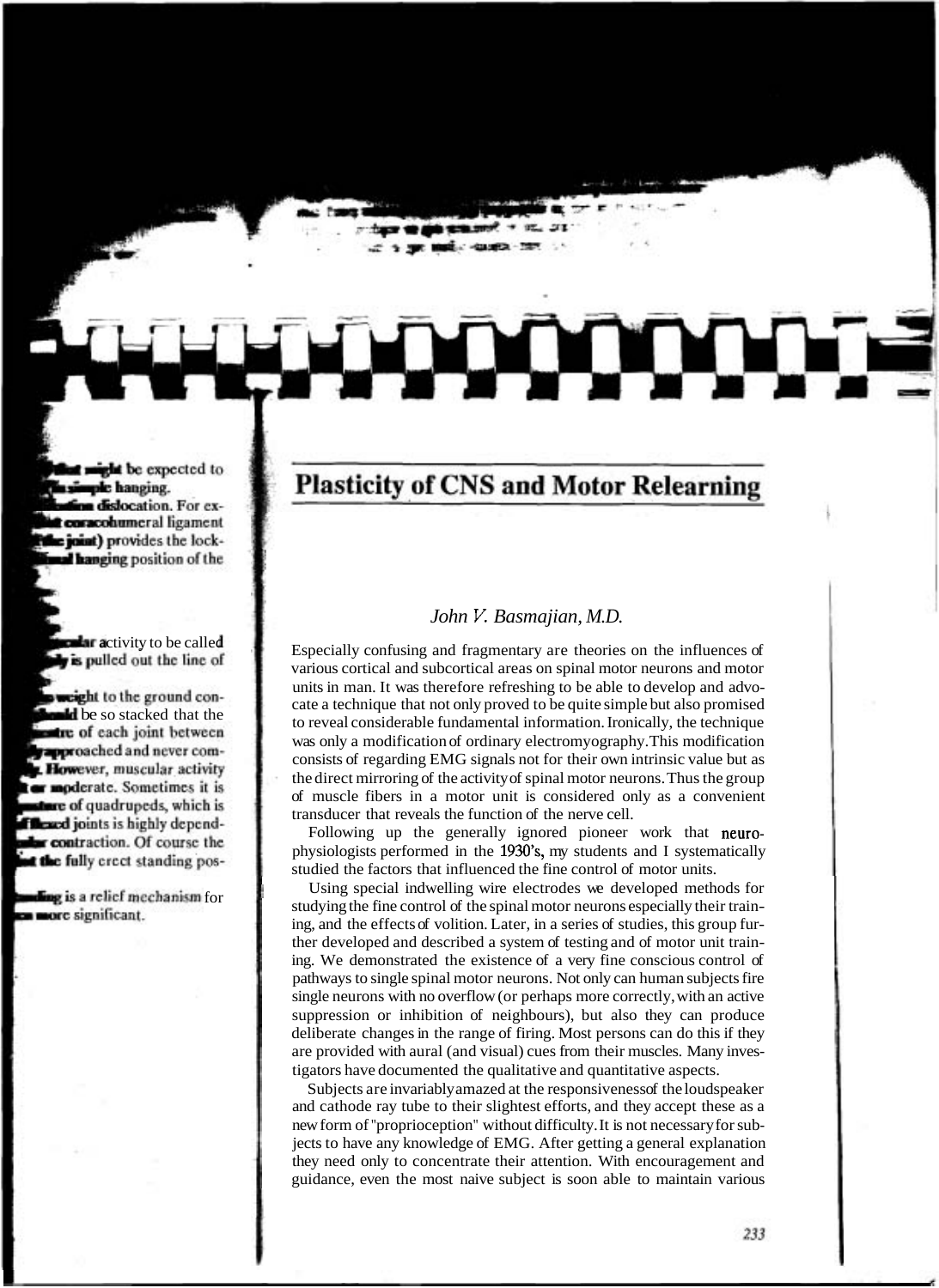# Plasticity of CNS and Motor Relearning

*John V. Basmajian, M.D.*

Especially confusing and fragmentary are theories on the influences of various cortical and subcortical areas on spinal motor neurons and motor units in man. It was therefore refreshing to be able to develop and advocate a technique that not only proved to be quite simple but also promised to reveal considerable fundamental information. Ironically, the technique was only a modification of ordinary electromyography. This modification consists of regarding EMG signals not for their own intrinsic value but as the direct mirroring of the activity of spinal motor neurons. Thus the group of muscle fibers in a motor unit is considered only as a convenient transducer that reveals the function of the nerve cell.

Following up the generally ignored pioneer work that neurophysiologists performed in the 1930's, my students and I systematically studied the factors that influenced the fine control of motor units.

Using special indwelling wire electrodes we developed methods for studying the fine control of the spinal motor neurons especially their training, and the effects of volition. Later, in a series of studies, this group further developed and described a system of testing and of motor unit training. We demonstrated the existence of a very fine conscious control of pathways to single spinal motor neurons. Not only can human subjects fire single neurons with no overflow (or perhaps more correctly, with an active suppression or inhibition of neighbours), but also they can produce deliberate changes in the range of firing. Most persons can do this if they are provided with aural (and visual) cues from their muscles. Many investigators have documented the qualitative and quantitative aspects.

Subjects are invariably amazed at the responsiveness of the loudspeaker and cathode ray tube to their slightest efforts, and they accept these as a new form of "proprioception" without difficulty. It is not necessary for subjects to have any knowledge of EMG. After getting a general explanation they need only to concentrate their attention. With encouragement and guidance, even the most naive subject is soon able to maintain various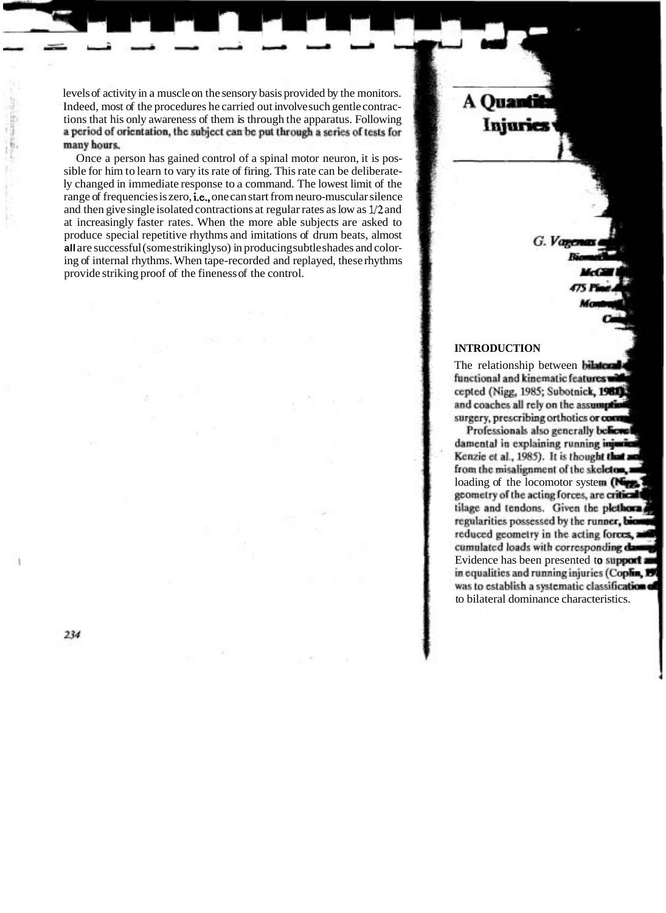levels of activity in a muscle on the sensory basis provided by the monitors. Indeed, most of the procedures he carried out involve such gentle contractions that his only awareness of them is through the apparatus. Following a period of orientation, the subject can be put through a series of tests for many hours.

Once a person has gained control of a spinal motor neuron, it is possible for him to learn to vary its rate of firing. This rate can be deliberately changed in immediate response to a command. The lowest limit of the range of frequencies is zero, i.e., one can start from neuro-muscular silence and then give single isolated contractions at regular rates as low as 1/2 and at increasingly faster rates. When the more able subjects are asked to produce special repetitive rhythms and imitations of drum beats, almost all are successful (some strikingly so) in producing subtle shades and coloring of internal rhythms. When tape-recorded and replayed, these rhythms provide striking proof of the fineness of the control.

# A Quantit... Injuries ...

*G. Vagenas ...*
*Biomech...*
*McGill U...*
*475 Pine A...*
*Montr...*
*Can...*

## INTRODUCTION

The relationship between bilateral ... functional and kinematic features wi... cepted (Nigg, 1985; Subotnick, 1981) ... and coaches all rely on the assumpti... surgery, prescribing orthotics or corre...

Professionals also generally believe ... damental in explaining running injuri... Kenzie et al., 1985). It is thought that ... from the misalignment of the skeleton, ... loading of the locomotor system (Nigg, ... geometry of the acting forces, are critical ... tilage and tendons. Given the plethora ... regularities possessed by the runner, bio... reduced geometry in the acting forces, ... cumulated loads with corresponding dama... Evidence has been presented to support ... in equalities and running injuries (Coplin, 19... was to establish a systematic classification of ... to bilateral dominance characteristics.